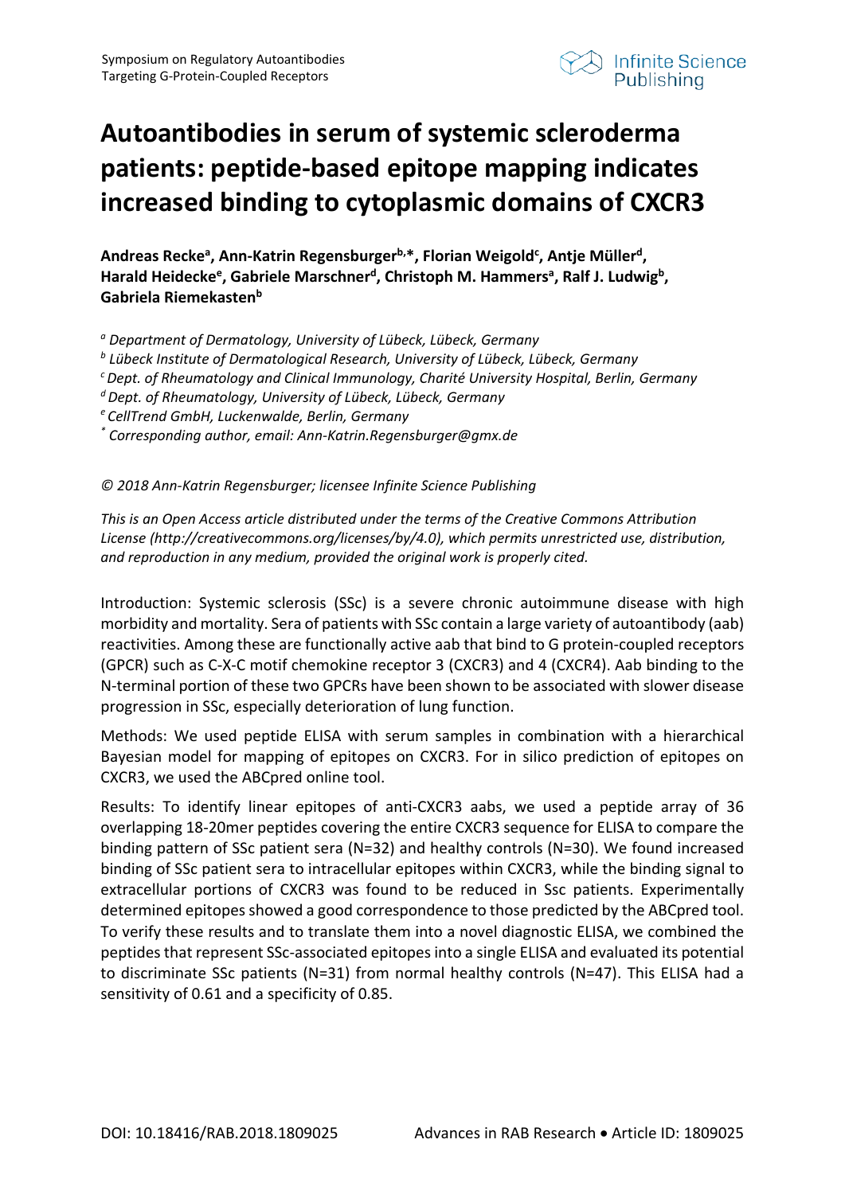# Autoantibodies in serum of systemic scleroderma patients: peptide-based epitope mapping indicates increased binding to cytoplasmic domains of CXCR3

**Andreas Recke[a], Ann-Katrin Regensburger[b,*], Florian Weigold[c], Antje Müller[d], Harald Heidecke[e], Gabriele Marschner[d], Christoph M. Hammers[a], Ralf J. Ludwig[b], Gabriela Riemekasten[b]**

*[a] Department of Dermatology, University of Lübeck, Lübeck, Germany*
*[b] Lübeck Institute of Dermatological Research, University of Lübeck, Lübeck, Germany*
*[c] Dept. of Rheumatology and Clinical Immunology, Charité University Hospital, Berlin, Germany*
*[d] Dept. of Rheumatology, University of Lübeck, Lübeck, Germany*
*[e] CellTrend GmbH, Luckenwalde, Berlin, Germany*
*[*] Corresponding author, email: Ann-Katrin.Regensburger@gmx.de*

*© 2018 Ann-Katrin Regensburger; licensee Infinite Science Publishing*

*This is an Open Access article distributed under the terms of the Creative Commons Attribution License (http://creativecommons.org/licenses/by/4.0), which permits unrestricted use, distribution, and reproduction in any medium, provided the original work is properly cited.*

Introduction: Systemic sclerosis (SSc) is a severe chronic autoimmune disease with high morbidity and mortality. Sera of patients with SSc contain a large variety of autoantibody (aab) reactivities. Among these are functionally active aab that bind to G protein-coupled receptors (GPCR) such as C-X-C motif chemokine receptor 3 (CXCR3) and 4 (CXCR4). Aab binding to the N-terminal portion of these two GPCRs have been shown to be associated with slower disease progression in SSc, especially deterioration of lung function.

Methods: We used peptide ELISA with serum samples in combination with a hierarchical Bayesian model for mapping of epitopes on CXCR3. For in silico prediction of epitopes on CXCR3, we used the ABCpred online tool.

Results: To identify linear epitopes of anti-CXCR3 aabs, we used a peptide array of 36 overlapping 18-20mer peptides covering the entire CXCR3 sequence for ELISA to compare the binding pattern of SSc patient sera (N=32) and healthy controls (N=30). We found increased binding of SSc patient sera to intracellular epitopes within CXCR3, while the binding signal to extracellular portions of CXCR3 was found to be reduced in Ssc patients. Experimentally determined epitopes showed a good correspondence to those predicted by the ABCpred tool. To verify these results and to translate them into a novel diagnostic ELISA, we combined the peptides that represent SSc-associated epitopes into a single ELISA and evaluated its potential to discriminate SSc patients (N=31) from normal healthy controls (N=47). This ELISA had a sensitivity of 0.61 and a specificity of 0.85.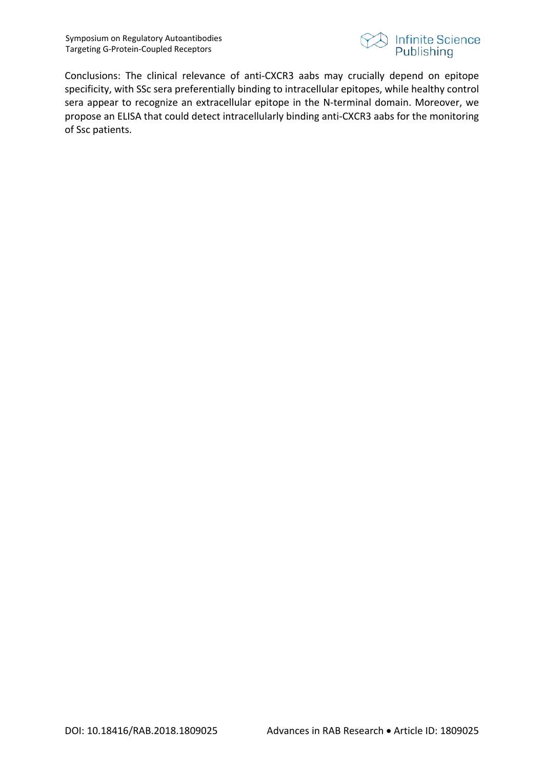Conclusions: The clinical relevance of anti-CXCR3 aabs may crucially depend on epitope specificity, with SSc sera preferentially binding to intracellular epitopes, while healthy control sera appear to recognize an extracellular epitope in the N-terminal domain. Moreover, we propose an ELISA that could detect intracellularly binding anti-CXCR3 aabs for the monitoring of Ssc patients.